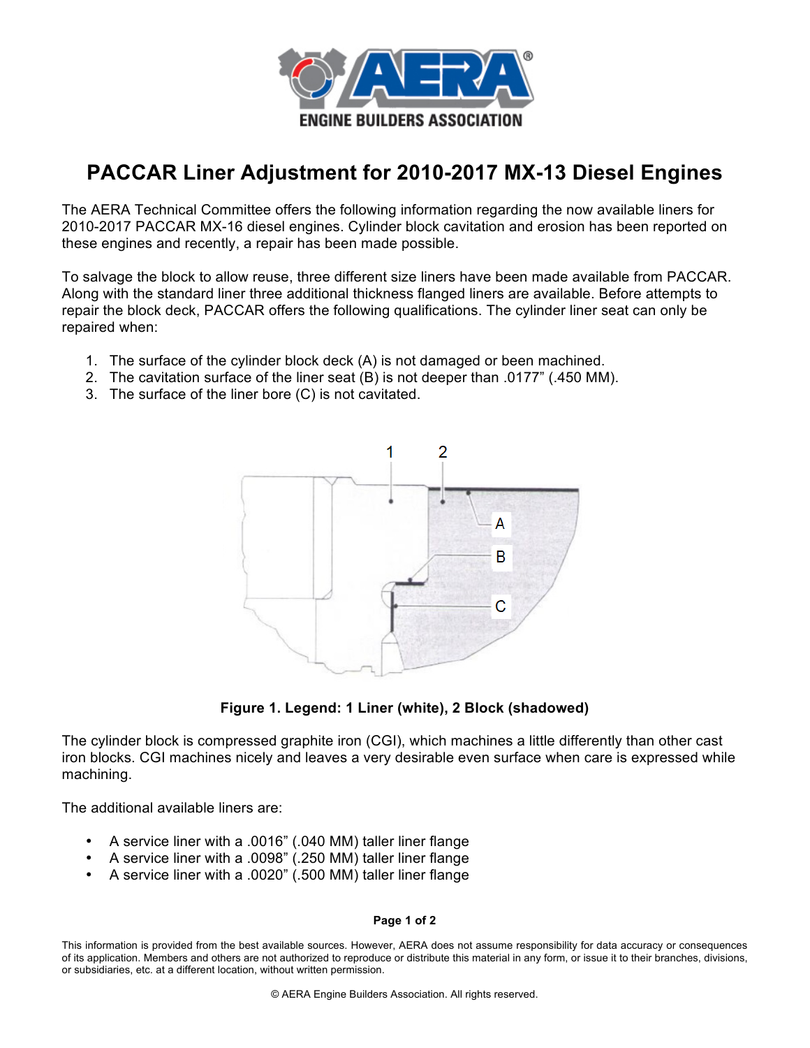# PACCAR Liner Adjustment for 2010-2017 MX-13 Diesel Engines

The AERA Technical Committee offers the following information regarding the now available liners for 2010-2017 PACCAR MX-16 diesel engines. Cylinder block cavitation and erosion has been reported on these engines and recently, a repair has been made possible.

To salvage the block to allow reuse, three different size liners have been made available from PACCAR. Along with the standard liner three additional thickness flanged liners are available. Before attempts to repair the block deck, PACCAR offers the following qualifications. The cylinder liner seat can only be repaired when:

1. The surface of the cylinder block deck (A) is not damaged or been machined.
2. The cavitation surface of the liner seat (B) is not deeper than .0177" (.450 MM).
3. The surface of the liner bore (C) is not cavitated.

**Figure 1. Legend: 1 Liner (white), 2 Block (shadowed)**

The cylinder block is compressed graphite iron (CGI), which machines a little differently than other cast iron blocks. CGI machines nicely and leaves a very desirable even surface when care is expressed while machining.

The additional available liners are:

- A service liner with a .0016" (.040 MM) taller liner flange
- A service liner with a .0098" (.250 MM) taller liner flange
- A service liner with a .0020" (.500 MM) taller liner flange

This information is provided from the best available sources. However, AERA does not assume responsibility for data accuracy or consequences of its application. Members and others are not authorized to reproduce or distribute this material in any form, or issue it to their branches, divisions, or subsidiaries, etc. at a different location, without written permission.

© AERA Engine Builders Association. All rights reserved.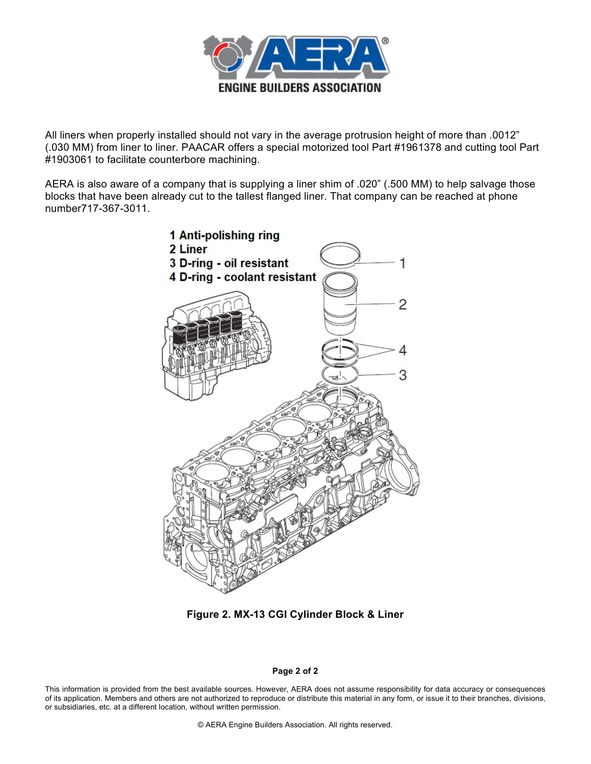All liners when properly installed should not vary in the average protrusion height of more than .0012" (.030 MM) from liner to liner. PAACAR offers a special motorized tool Part #1961378 and cutting tool Part #1903061 to facilitate counterbore machining.

AERA is also aware of a company that is supplying a liner shim of .020" (.500 MM) to help salvage those blocks that have been already cut to the tallest flanged liner. That company can be reached at phone number717-367-3011.

1 Anti-polishing ring
2 Liner
3 D-ring - oil resistant
4 D-ring - coolant resistant

**Figure 2. MX-13 CGI Cylinder Block & Liner**

This information is provided from the best available sources. However, AERA does not assume responsibility for data accuracy or consequences of its application. Members and others are not authorized to reproduce or distribute this material in any form, or issue it to their branches, divisions, or subsidiaries, etc. at a different location, without written permission.

© AERA Engine Builders Association. All rights reserved.